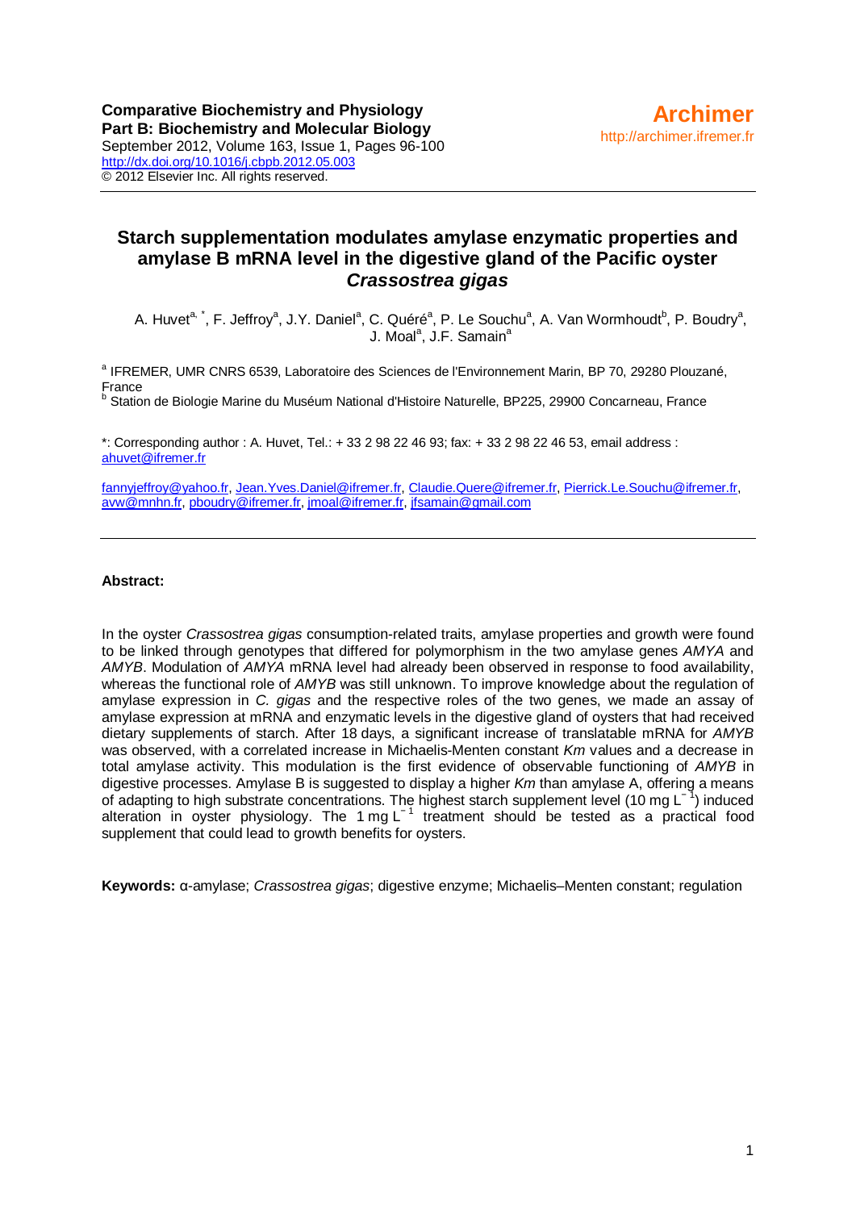**Comparative Biochemistry and Physiology**
**Part B: Biochemistry and Molecular Biology**
September 2012, Volume 163, Issue 1, Pages 96-100
http://dx.doi.org/10.1016/j.cbpb.2012.05.003
© 2012 Elsevier Inc. All rights reserved.

**Archimer**
http://archimer.ifremer.fr

# Starch supplementation modulates amylase enzymatic properties and amylase B mRNA level in the digestive gland of the Pacific oyster *Crassostrea gigas*

A. Huvet[a, *], F. Jeffroy[a], J.Y. Daniel[a], C. Quéré[a], P. Le Souchu[a], A. Van Wormhoudt[b], P. Boudry[a], J. Moal[a], J.F. Samain[a]

[a] IFREMER, UMR CNRS 6539, Laboratoire des Sciences de l'Environnement Marin, BP 70, 29280 Plouzané, France
[b] Station de Biologie Marine du Muséum National d'Histoire Naturelle, BP225, 29900 Concarneau, France

*: Corresponding author : A. Huvet, Tel.: + 33 2 98 22 46 93; fax: + 33 2 98 22 46 53, email address : ahuvet@ifremer.fr

fannyjeffroy@yahoo.fr, Jean.Yves.Daniel@ifremer.fr, Claudie.Quere@ifremer.fr, Pierrick.Le.Souchu@ifremer.fr, avw@mnhn.fr, pboudry@ifremer.fr, jmoal@ifremer.fr, jfsamain@gmail.com

**Abstract:**

In the oyster *Crassostrea gigas* consumption-related traits, amylase properties and growth were found to be linked through genotypes that differed for polymorphism in the two amylase genes *AMYA* and *AMYB*. Modulation of *AMYA* mRNA level had already been observed in response to food availability, whereas the functional role of *AMYB* was still unknown. To improve knowledge about the regulation of amylase expression in *C. gigas* and the respective roles of the two genes, we made an assay of amylase expression at mRNA and enzymatic levels in the digestive gland of oysters that had received dietary supplements of starch. After 18 days, a significant increase of translatable mRNA for *AMYB* was observed, with a correlated increase in Michaelis-Menten constant *Km* values and a decrease in total amylase activity. This modulation is the first evidence of observable functioning of *AMYB* in digestive processes. Amylase B is suggested to display a higher *Km* than amylase A, offering a means of adapting to high substrate concentrations. The highest starch supplement level (10 mg $L^{-1}$) induced alteration in oyster physiology. The 1 mg $L^{-1}$ treatment should be tested as a practical food supplement that could lead to growth benefits for oysters.

**Keywords:** α-amylase; *Crassostrea gigas*; digestive enzyme; Michaelis–Menten constant; regulation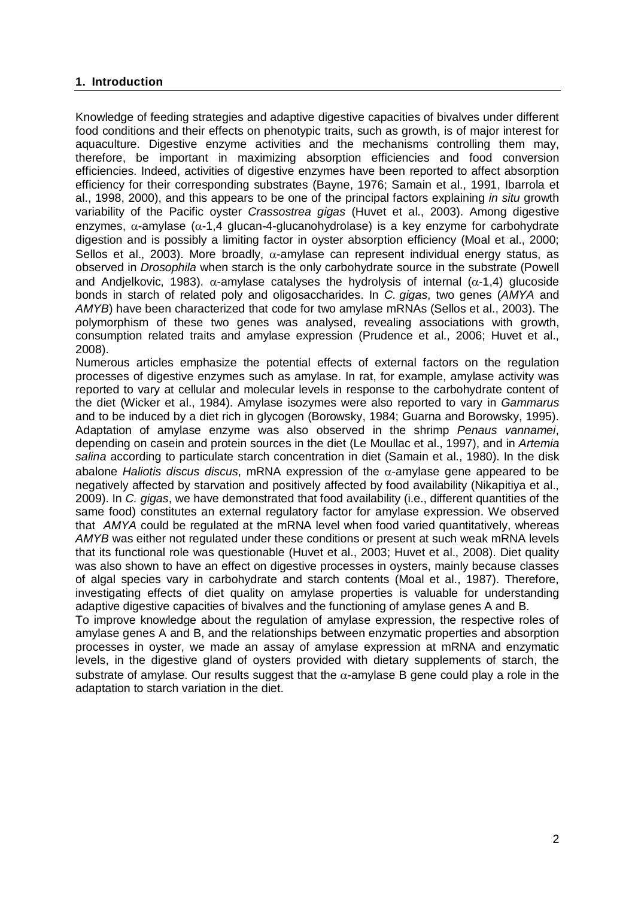## 1. Introduction

Knowledge of feeding strategies and adaptive digestive capacities of bivalves under different food conditions and their effects on phenotypic traits, such as growth, is of major interest for aquaculture. Digestive enzyme activities and the mechanisms controlling them may, therefore, be important in maximizing absorption efficiencies and food conversion efficiencies. Indeed, activities of digestive enzymes have been reported to affect absorption efficiency for their corresponding substrates (Bayne, 1976; Samain et al., 1991, Ibarrola et al., 1998, 2000), and this appears to be one of the principal factors explaining *in situ* growth variability of the Pacific oyster *Crassostrea gigas* (Huvet et al., 2003). Among digestive enzymes, $\alpha$-amylase ($\alpha$-1,4 glucan-4-glucanohydrolase) is a key enzyme for carbohydrate digestion and is possibly a limiting factor in oyster absorption efficiency (Moal et al., 2000; Sellos et al., 2003). More broadly, $\alpha$-amylase can represent individual energy status, as observed in *Drosophila* when starch is the only carbohydrate source in the substrate (Powell and Andjelkovic, 1983). $\alpha$-amylase catalyses the hydrolysis of internal ($\alpha$-1,4) glucoside bonds in starch of related poly and oligosaccharides. In *C. gigas*, two genes (*AMYA* and *AMYB*) have been characterized that code for two amylase mRNAs (Sellos et al., 2003). The polymorphism of these two genes was analysed, revealing associations with growth, consumption related traits and amylase expression (Prudence et al., 2006; Huvet et al., 2008).

Numerous articles emphasize the potential effects of external factors on the regulation processes of digestive enzymes such as amylase. In rat, for example, amylase activity was reported to vary at cellular and molecular levels in response to the carbohydrate content of the diet (Wicker et al., 1984). Amylase isozymes were also reported to vary in *Gammarus* and to be induced by a diet rich in glycogen (Borowsky, 1984; Guarna and Borowsky, 1995). Adaptation of amylase enzyme was also observed in the shrimp *Penaus vannamei*, depending on casein and protein sources in the diet (Le Moullac et al., 1997), and in *Artemia salina* according to particulate starch concentration in diet (Samain et al., 1980). In the disk abalone *Haliotis discus discus*, mRNA expression of the $\alpha$-amylase gene appeared to be negatively affected by starvation and positively affected by food availability (Nikapitiya et al., 2009). In *C. gigas*, we have demonstrated that food availability (i.e., different quantities of the same food) constitutes an external regulatory factor for amylase expression. We observed that *AMYA* could be regulated at the mRNA level when food varied quantitatively, whereas *AMYB* was either not regulated under these conditions or present at such weak mRNA levels that its functional role was questionable (Huvet et al., 2003; Huvet et al., 2008). Diet quality was also shown to have an effect on digestive processes in oysters, mainly because classes of algal species vary in carbohydrate and starch contents (Moal et al., 1987). Therefore, investigating effects of diet quality on amylase properties is valuable for understanding adaptive digestive capacities of bivalves and the functioning of amylase genes A and B.

To improve knowledge about the regulation of amylase expression, the respective roles of amylase genes A and B, and the relationships between enzymatic properties and absorption processes in oyster, we made an assay of amylase expression at mRNA and enzymatic levels, in the digestive gland of oysters provided with dietary supplements of starch, the substrate of amylase. Our results suggest that the $\alpha$-amylase B gene could play a role in the adaptation to starch variation in the diet.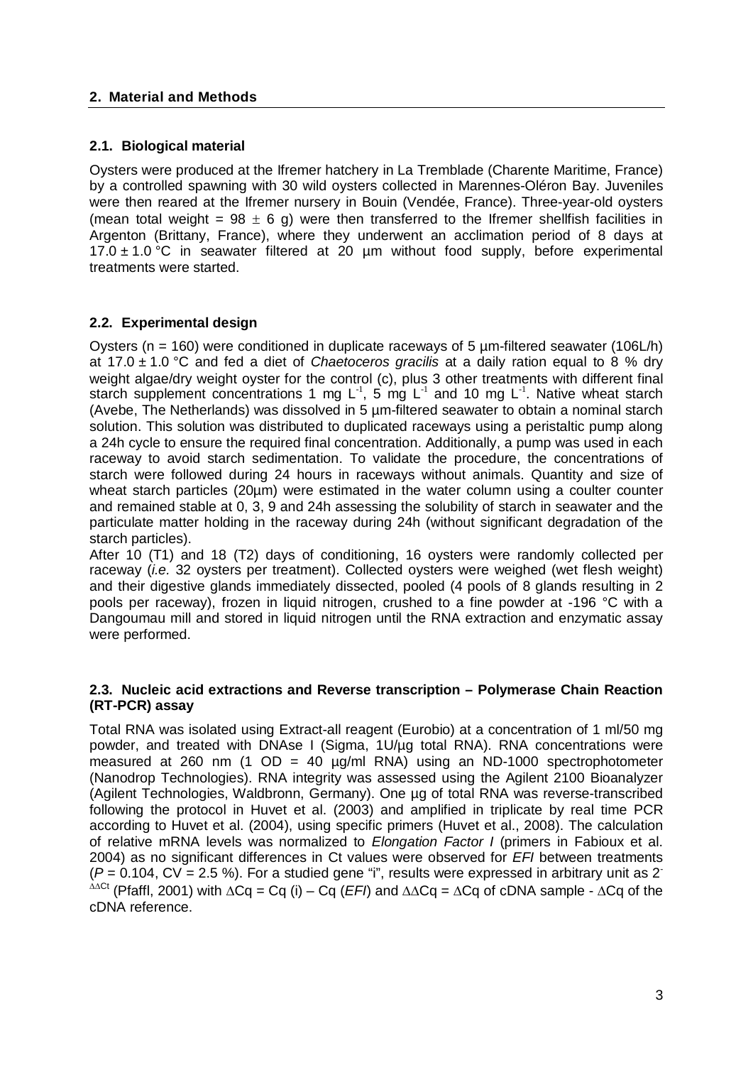## 2. Material and Methods

### 2.1. Biological material

Oysters were produced at the Ifremer hatchery in La Tremblade (Charente Maritime, France) by a controlled spawning with 30 wild oysters collected in Marennes-Oléron Bay. Juveniles were then reared at the Ifremer nursery in Bouin (Vendée, France). Three-year-old oysters (mean total weight = 98 $\pm$ 6 g) were then transferred to the Ifremer shellfish facilities in Argenton (Brittany, France), where they underwent an acclimation period of 8 days at 17.0 $\pm$ 1.0 °C in seawater filtered at 20 µm without food supply, before experimental treatments were started.

### 2.2. Experimental design

Oysters (n = 160) were conditioned in duplicate raceways of 5 µm-filtered seawater (106L/h) at 17.0 $\pm$ 1.0 °C and fed a diet of *Chaetoceros gracilis* at a daily ration equal to 8 % dry weight algae/dry weight oyster for the control (c), plus 3 other treatments with different final starch supplement concentrations 1 mg $L^{-1}$, 5 mg $L^{-1}$ and 10 mg $L^{-1}$. Native wheat starch (Avebe, The Netherlands) was dissolved in 5 µm-filtered seawater to obtain a nominal starch solution. This solution was distributed to duplicated raceways using a peristaltic pump along a 24h cycle to ensure the required final concentration. Additionally, a pump was used in each raceway to avoid starch sedimentation. To validate the procedure, the concentrations of starch were followed during 24 hours in raceways without animals. Quantity and size of wheat starch particles (20µm) were estimated in the water column using a coulter counter and remained stable at 0, 3, 9 and 24h assessing the solubility of starch in seawater and the particulate matter holding in the raceway during 24h (without significant degradation of the starch particles).

After 10 (T1) and 18 (T2) days of conditioning, 16 oysters were randomly collected per raceway (*i.e.* 32 oysters per treatment). Collected oysters were weighed (wet flesh weight) and their digestive glands immediately dissected, pooled (4 pools of 8 glands resulting in 2 pools per raceway), frozen in liquid nitrogen, crushed to a fine powder at -196 °C with a Dangoumau mill and stored in liquid nitrogen until the RNA extraction and enzymatic assay were performed.

### 2.3. Nucleic acid extractions and Reverse transcription – Polymerase Chain Reaction (RT-PCR) assay

Total RNA was isolated using Extract-all reagent (Eurobio) at a concentration of 1 ml/50 mg powder, and treated with DNAse I (Sigma, 1U/µg total RNA). RNA concentrations were measured at 260 nm (1 OD = 40 µg/ml RNA) using an ND-1000 spectrophotometer (Nanodrop Technologies). RNA integrity was assessed using the Agilent 2100 Bioanalyzer (Agilent Technologies, Waldbronn, Germany). One µg of total RNA was reverse-transcribed following the protocol in Huvet et al. (2003) and amplified in triplicate by real time PCR according to Huvet et al. (2004), using specific primers (Huvet et al., 2008). The calculation of relative mRNA levels was normalized to *Elongation Factor I* (primers in Fabioux et al. 2004) as no significant differences in Ct values were observed for *EFI* between treatments ($P$ = 0.104, CV = 2.5 %). For a studied gene "i", results were expressed in arbitrary unit as $2^{-\Delta\Delta Ct}$ (Pfaffl, 2001) with $\Delta Cq = Cq\ (i) - Cq\ (EFI)$ and $\Delta\Delta Cq = \Delta Cq$ of cDNA sample - $\Delta Cq$ of the cDNA reference.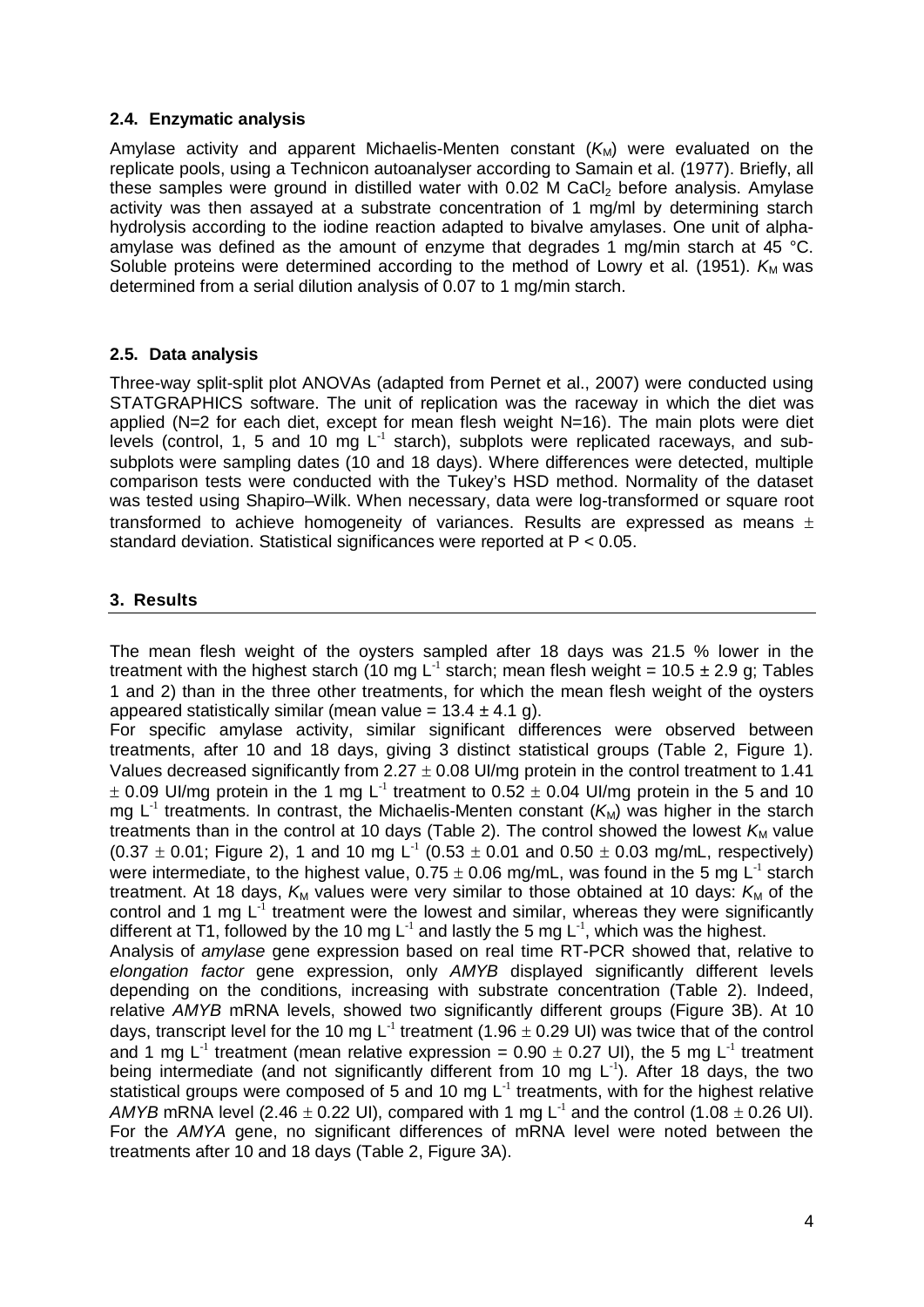### 2.4. Enzymatic analysis

Amylase activity and apparent Michaelis-Menten constant ($K_M$) were evaluated on the replicate pools, using a Technicon autoanalyser according to Samain et al. (1977). Briefly, all these samples were ground in distilled water with 0.02 M $CaCl_2$ before analysis. Amylase activity was then assayed at a substrate concentration of 1 mg/ml by determining starch hydrolysis according to the iodine reaction adapted to bivalve amylases. One unit of alpha-amylase was defined as the amount of enzyme that degrades 1 mg/min starch at 45 °C. Soluble proteins were determined according to the method of Lowry et al. (1951). $K_M$ was determined from a serial dilution analysis of 0.07 to 1 mg/min starch.

### 2.5. Data analysis

Three-way split-split plot ANOVAs (adapted from Pernet et al., 2007) were conducted using STATGRAPHICS software. The unit of replication was the raceway in which the diet was applied (N=2 for each diet, except for mean flesh weight N=16). The main plots were diet levels (control, 1, 5 and 10 mg $L^{-1}$ starch), subplots were replicated raceways, and sub-subplots were sampling dates (10 and 18 days). Where differences were detected, multiple comparison tests were conducted with the Tukey's HSD method. Normality of the dataset was tested using Shapiro–Wilk. When necessary, data were log-transformed or square root transformed to achieve homogeneity of variances. Results are expressed as means ± standard deviation. Statistical significances were reported at $P < 0.05$.

## 3. Results

The mean flesh weight of the oysters sampled after 18 days was 21.5 % lower in the treatment with the highest starch (10 mg $L^{-1}$ starch; mean flesh weight = 10.5 ± 2.9 g; Tables 1 and 2) than in the three other treatments, for which the mean flesh weight of the oysters appeared statistically similar (mean value = 13.4 ± 4.1 g).

For specific amylase activity, similar significant differences were observed between treatments, after 10 and 18 days, giving 3 distinct statistical groups (Table 2, Figure 1). Values decreased significantly from 2.27 ± 0.08 UI/mg protein in the control treatment to 1.41 ± 0.09 UI/mg protein in the 1 mg $L^{-1}$ treatment to 0.52 ± 0.04 UI/mg protein in the 5 and 10 mg $L^{-1}$ treatments. In contrast, the Michaelis-Menten constant ($K_M$) was higher in the starch treatments than in the control at 10 days (Table 2). The control showed the lowest $K_M$ value (0.37 ± 0.01; Figure 2), 1 and 10 mg $L^{-1}$ (0.53 ± 0.01 and 0.50 ± 0.03 mg/mL, respectively) were intermediate, to the highest value, 0.75 ± 0.06 mg/mL, was found in the 5 mg $L^{-1}$ starch treatment. At 18 days, $K_M$ values were very similar to those obtained at 10 days: $K_M$ of the control and 1 mg $L^{-1}$ treatment were the lowest and similar, whereas they were significantly different at T1, followed by the 10 mg $L^{-1}$ and lastly the 5 mg $L^{-1}$, which was the highest.

Analysis of *amylase* gene expression based on real time RT-PCR showed that, relative to *elongation factor* gene expression, only *AMYB* displayed significantly different levels depending on the conditions, increasing with substrate concentration (Table 2). Indeed, relative *AMYB* mRNA levels, showed two significantly different groups (Figure 3B). At 10 days, transcript level for the 10 mg $L^{-1}$ treatment (1.96 ± 0.29 UI) was twice that of the control and 1 mg $L^{-1}$ treatment (mean relative expression = 0.90 ± 0.27 UI), the 5 mg $L^{-1}$ treatment being intermediate (and not significantly different from 10 mg $L^{-1}$). After 18 days, the two statistical groups were composed of 5 and 10 mg $L^{-1}$ treatments, with for the highest relative *AMYB* mRNA level (2.46 ± 0.22 UI), compared with 1 mg $L^{-1}$ and the control (1.08 ± 0.26 UI). For the *AMYA* gene, no significant differences of mRNA level were noted between the treatments after 10 and 18 days (Table 2, Figure 3A).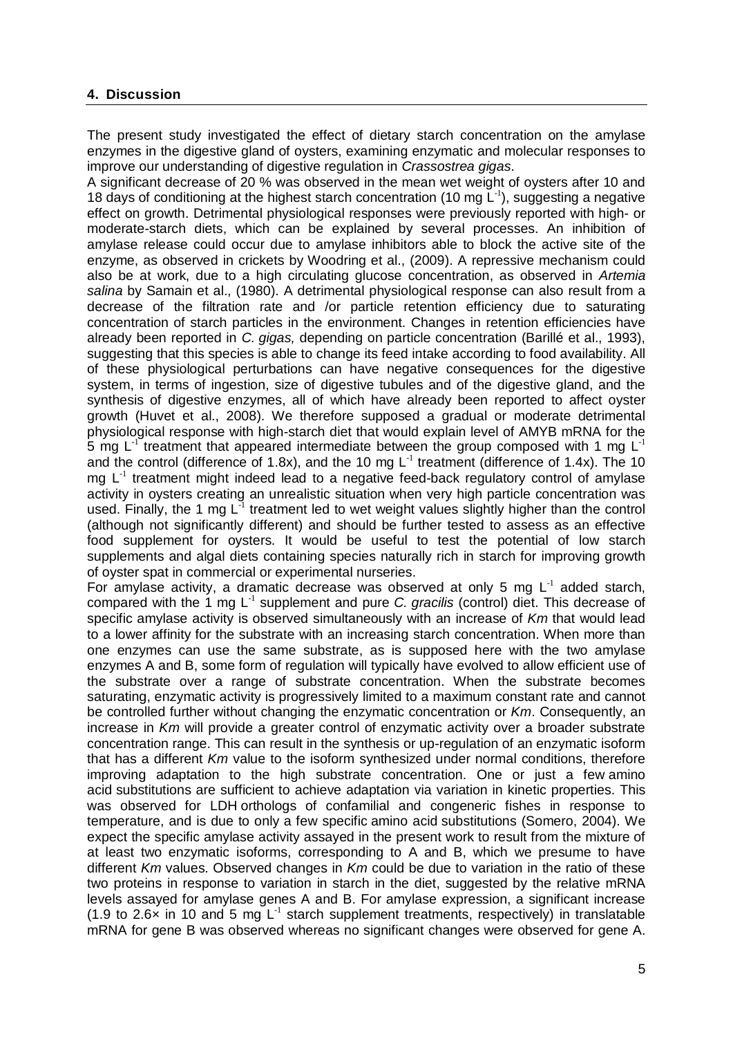## 4. Discussion

The present study investigated the effect of dietary starch concentration on the amylase enzymes in the digestive gland of oysters, examining enzymatic and molecular responses to improve our understanding of digestive regulation in *Crassostrea gigas*.

A significant decrease of 20 % was observed in the mean wet weight of oysters after 10 and 18 days of conditioning at the highest starch concentration (10 mg $L^{-1}$), suggesting a negative effect on growth. Detrimental physiological responses were previously reported with high- or moderate-starch diets, which can be explained by several processes. An inhibition of amylase release could occur due to amylase inhibitors able to block the active site of the enzyme, as observed in crickets by Woodring et al., (2009). A repressive mechanism could also be at work, due to a high circulating glucose concentration, as observed in *Artemia salina* by Samain et al., (1980). A detrimental physiological response can also result from a decrease of the filtration rate and /or particle retention efficiency due to saturating concentration of starch particles in the environment. Changes in retention efficiencies have already been reported in *C. gigas,* depending on particle concentration (Barillé et al., 1993), suggesting that this species is able to change its feed intake according to food availability. All of these physiological perturbations can have negative consequences for the digestive system, in terms of ingestion, size of digestive tubules and of the digestive gland, and the synthesis of digestive enzymes, all of which have already been reported to affect oyster growth (Huvet et al., 2008). We therefore supposed a gradual or moderate detrimental physiological response with high-starch diet that would explain level of AMYB mRNA for the 5 mg $L^{-1}$ treatment that appeared intermediate between the group composed with 1 mg $L^{-1}$ and the control (difference of 1.8x), and the 10 mg $L^{-1}$ treatment (difference of 1.4x). The 10 mg $L^{-1}$ treatment might indeed lead to a negative feed-back regulatory control of amylase activity in oysters creating an unrealistic situation when very high particle concentration was used. Finally, the 1 mg $L^{-1}$ treatment led to wet weight values slightly higher than the control (although not significantly different) and should be further tested to assess as an effective food supplement for oysters. It would be useful to test the potential of low starch supplements and algal diets containing species naturally rich in starch for improving growth of oyster spat in commercial or experimental nurseries.

For amylase activity, a dramatic decrease was observed at only 5 mg $L^{-1}$ added starch, compared with the 1 mg $L^{-1}$ supplement and pure *C. gracilis* (control) diet. This decrease of specific amylase activity is observed simultaneously with an increase of *Km* that would lead to a lower affinity for the substrate with an increasing starch concentration. When more than one enzymes can use the same substrate, as is supposed here with the two amylase enzymes A and B, some form of regulation will typically have evolved to allow efficient use of the substrate over a range of substrate concentration. When the substrate becomes saturating, enzymatic activity is progressively limited to a maximum constant rate and cannot be controlled further without changing the enzymatic concentration or *Km*. Consequently, an increase in *Km* will provide a greater control of enzymatic activity over a broader substrate concentration range. This can result in the synthesis or up-regulation of an enzymatic isoform that has a different *Km* value to the isoform synthesized under normal conditions, therefore improving adaptation to the high substrate concentration. One or just a few amino acid substitutions are sufficient to achieve adaptation via variation in kinetic properties. This was observed for LDH orthologs of confamilial and congeneric fishes in response to temperature, and is due to only a few specific amino acid substitutions (Somero, 2004). We expect the specific amylase activity assayed in the present work to result from the mixture of at least two enzymatic isoforms, corresponding to A and B, which we presume to have different *Km* values. Observed changes in *Km* could be due to variation in the ratio of these two proteins in response to variation in starch in the diet, suggested by the relative mRNA levels assayed for amylase genes A and B. For amylase expression, a significant increase (1.9 to 2.6× in 10 and 5 mg $L^{-1}$ starch supplement treatments, respectively) in translatable mRNA for gene B was observed whereas no significant changes were observed for gene A.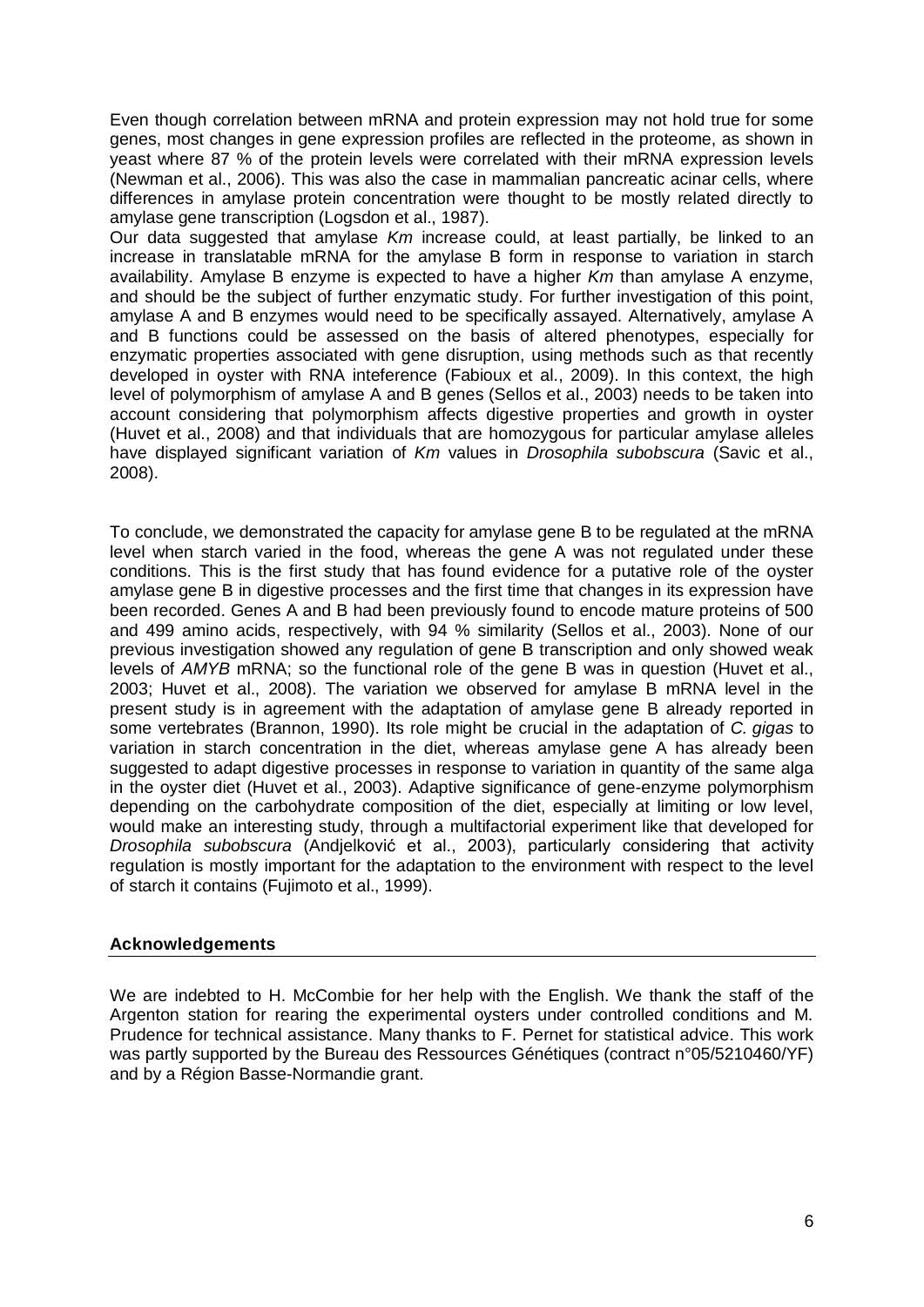Even though correlation between mRNA and protein expression may not hold true for some genes, most changes in gene expression profiles are reflected in the proteome, as shown in yeast where 87 % of the protein levels were correlated with their mRNA expression levels (Newman et al., 2006). This was also the case in mammalian pancreatic acinar cells, where differences in amylase protein concentration were thought to be mostly related directly to amylase gene transcription (Logsdon et al., 1987).

Our data suggested that amylase *Km* increase could, at least partially, be linked to an increase in translatable mRNA for the amylase B form in response to variation in starch availability. Amylase B enzyme is expected to have a higher *Km* than amylase A enzyme, and should be the subject of further enzymatic study. For further investigation of this point, amylase A and B enzymes would need to be specifically assayed. Alternatively, amylase A and B functions could be assessed on the basis of altered phenotypes, especially for enzymatic properties associated with gene disruption, using methods such as that recently developed in oyster with RNA inteference (Fabioux et al., 2009). In this context, the high level of polymorphism of amylase A and B genes (Sellos et al., 2003) needs to be taken into account considering that polymorphism affects digestive properties and growth in oyster (Huvet et al., 2008) and that individuals that are homozygous for particular amylase alleles have displayed significant variation of *Km* values in *Drosophila subobscura* (Savic et al., 2008).

To conclude, we demonstrated the capacity for amylase gene B to be regulated at the mRNA level when starch varied in the food, whereas the gene A was not regulated under these conditions. This is the first study that has found evidence for a putative role of the oyster amylase gene B in digestive processes and the first time that changes in its expression have been recorded. Genes A and B had been previously found to encode mature proteins of 500 and 499 amino acids, respectively, with 94 % similarity (Sellos et al., 2003). None of our previous investigation showed any regulation of gene B transcription and only showed weak levels of *AMYB* mRNA; so the functional role of the gene B was in question (Huvet et al., 2003; Huvet et al., 2008). The variation we observed for amylase B mRNA level in the present study is in agreement with the adaptation of amylase gene B already reported in some vertebrates (Brannon, 1990). Its role might be crucial in the adaptation of *C. gigas* to variation in starch concentration in the diet, whereas amylase gene A has already been suggested to adapt digestive processes in response to variation in quantity of the same alga in the oyster diet (Huvet et al., 2003). Adaptive significance of gene-enzyme polymorphism depending on the carbohydrate composition of the diet, especially at limiting or low level, would make an interesting study, through a multifactorial experiment like that developed for *Drosophila subobscura* (Andjelković et al., 2003), particularly considering that activity regulation is mostly important for the adaptation to the environment with respect to the level of starch it contains (Fujimoto et al., 1999).

## Acknowledgements

We are indebted to H. McCombie for her help with the English. We thank the staff of the Argenton station for rearing the experimental oysters under controlled conditions and M. Prudence for technical assistance. Many thanks to F. Pernet for statistical advice. This work was partly supported by the Bureau des Ressources Génétiques (contract n°05/5210460/YF) and by a Région Basse-Normandie grant.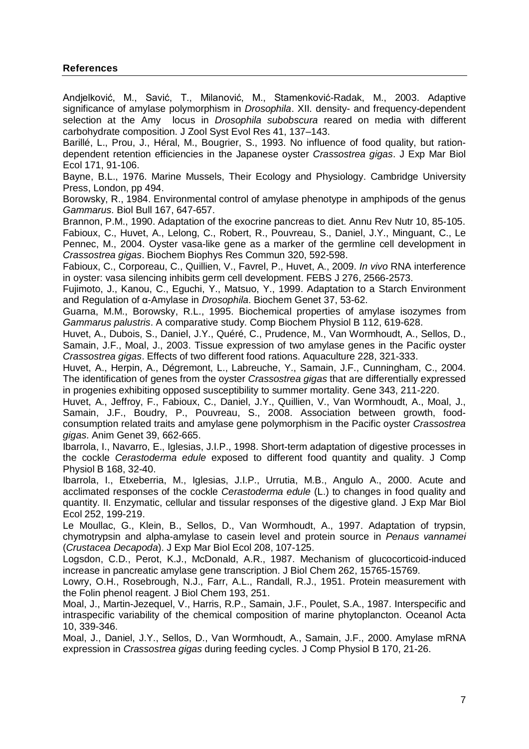**References**

Andjelković, M., Savić, T., Milanović, M., Stamenković-Radak, M., 2003. Adaptive significance of amylase polymorphism in *Drosophila*. XII. density- and frequency-dependent selection at the Amy locus in *Drosophila subobscura* reared on media with different carbohydrate composition. J Zool Syst Evol Res 41, 137–143.

Barillé, L., Prou, J., Héral, M., Bougrier, S., 1993. No influence of food quality, but ration-dependent retention efficiencies in the Japanese oyster *Crassostrea gigas*. J Exp Mar Biol Ecol 171, 91-106.

Bayne, B.L., 1976. Marine Mussels, Their Ecology and Physiology. Cambridge University Press, London, pp 494.

Borowsky, R., 1984. Environmental control of amylase phenotype in amphipods of the genus *Gammarus*. Biol Bull 167, 647-657.

Brannon, P.M., 1990. Adaptation of the exocrine pancreas to diet. Annu Rev Nutr 10, 85-105.

Fabioux, C., Huvet, A., Lelong, C., Robert, R., Pouvreau, S., Daniel, J.Y., Minguant, C., Le Pennec, M., 2004. Oyster vasa-like gene as a marker of the germline cell development in *Crassostrea gigas*. Biochem Biophys Res Commun 320, 592-598.

Fabioux, C., Corporeau, C., Quillien, V., Favrel, P., Huvet, A., 2009. *In vivo* RNA interference in oyster: vasa silencing inhibits germ cell development. FEBS J 276, 2566-2573.

Fujimoto, J., Kanou, C., Eguchi, Y., Matsuo, Y., 1999. Adaptation to a Starch Environment and Regulation of α-Amylase in *Drosophila*. Biochem Genet 37, 53-62.

Guarna, M.M., Borowsky, R.L., 1995. Biochemical properties of amylase isozymes from *Gammarus palustris*. A comparative study. Comp Biochem Physiol B 112, 619-628.

Huvet, A., Dubois, S., Daniel, J.Y., Quéré, C., Prudence, M., Van Wormhoudt, A., Sellos, D., Samain, J.F., Moal, J., 2003. Tissue expression of two amylase genes in the Pacific oyster *Crassostrea gigas*. Effects of two different food rations. Aquaculture 228, 321-333.

Huvet, A., Herpin, A., Dégremont, L., Labreuche, Y., Samain, J.F., Cunningham, C., 2004. The identification of genes from the oyster *Crassostrea gigas* that are differentially expressed in progenies exhibiting opposed susceptibility to summer mortality. Gene 343, 211-220.

Huvet, A., Jeffroy, F., Fabioux, C., Daniel, J.Y., Quillien, V., Van Wormhoudt, A., Moal, J., Samain, J.F., Boudry, P., Pouvreau, S., 2008. Association between growth, food-consumption related traits and amylase gene polymorphism in the Pacific oyster *Crassostrea gigas*. Anim Genet 39, 662-665.

Ibarrola, I., Navarro, E., Iglesias, J.I.P., 1998. Short-term adaptation of digestive processes in the cockle *Cerastoderma edule* exposed to different food quantity and quality. J Comp Physiol B 168, 32-40.

Ibarrola, I., Etxeberria, M., Iglesias, J.I.P., Urrutia, M.B., Angulo A., 2000. Acute and acclimated responses of the cockle *Cerastoderma edule* (L.) to changes in food quality and quantity. II. Enzymatic, cellular and tissular responses of the digestive gland. J Exp Mar Biol Ecol 252, 199-219.

Le Moullac, G., Klein, B., Sellos, D., Van Wormhoudt, A., 1997. Adaptation of trypsin, chymotrypsin and alpha-amylase to casein level and protein source in *Penaus vannamei* (*Crustacea Decapoda*). J Exp Mar Biol Ecol 208, 107-125.

Logsdon, C.D., Perot, K.J., McDonald, A.R., 1987. Mechanism of glucocorticoid-induced increase in pancreatic amylase gene transcription. J Biol Chem 262, 15765-15769.

Lowry, O.H., Rosebrough, N.J., Farr, A.L., Randall, R.J., 1951. Protein measurement with the Folin phenol reagent. J Biol Chem 193, 251.

Moal, J., Martin-Jezequel, V., Harris, R.P., Samain, J.F., Poulet, S.A., 1987. Interspecific and intraspecific variability of the chemical composition of marine phytoplancton. Oceanol Acta 10, 339-346.

Moal, J., Daniel, J.Y., Sellos, D., Van Wormhoudt, A., Samain, J.F., 2000. Amylase mRNA expression in *Crassostrea gigas* during feeding cycles. J Comp Physiol B 170, 21-26.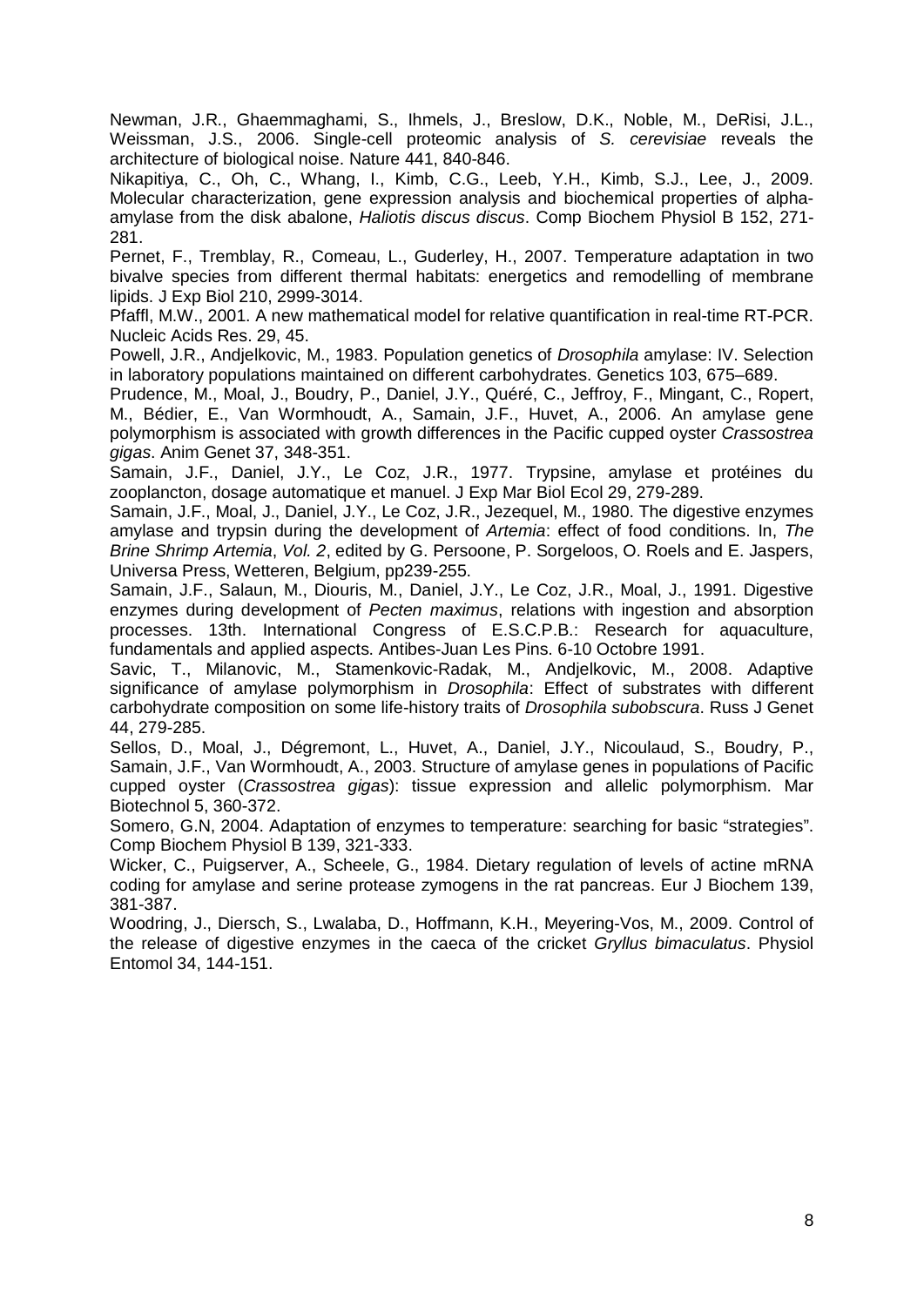Newman, J.R., Ghaemmaghami, S., Ihmels, J., Breslow, D.K., Noble, M., DeRisi, J.L., Weissman, J.S., 2006. Single-cell proteomic analysis of *S. cerevisiae* reveals the architecture of biological noise. Nature 441, 840-846.

Nikapitiya, C., Oh, C., Whang, I., Kimb, C.G., Leeb, Y.H., Kimb, S.J., Lee, J., 2009. Molecular characterization, gene expression analysis and biochemical properties of alpha-amylase from the disk abalone, *Haliotis discus discus*. Comp Biochem Physiol B 152, 271-281.

Pernet, F., Tremblay, R., Comeau, L., Guderley, H., 2007. Temperature adaptation in two bivalve species from different thermal habitats: energetics and remodelling of membrane lipids. J Exp Biol 210, 2999-3014.

Pfaffl, M.W., 2001. A new mathematical model for relative quantification in real-time RT-PCR. Nucleic Acids Res. 29, 45.

Powell, J.R., Andjelkovic, M., 1983. Population genetics of *Drosophila* amylase: IV. Selection in laboratory populations maintained on different carbohydrates. Genetics 103, 675–689.

Prudence, M., Moal, J., Boudry, P., Daniel, J.Y., Quéré, C., Jeffroy, F., Mingant, C., Ropert, M., Bédier, E., Van Wormhoudt, A., Samain, J.F., Huvet, A., 2006. An amylase gene polymorphism is associated with growth differences in the Pacific cupped oyster *Crassostrea gigas*. Anim Genet 37, 348-351.

Samain, J.F., Daniel, J.Y., Le Coz, J.R., 1977. Trypsine, amylase et protéines du zooplancton, dosage automatique et manuel. J Exp Mar Biol Ecol 29, 279-289.

Samain, J.F., Moal, J., Daniel, J.Y., Le Coz, J.R., Jezequel, M., 1980. The digestive enzymes amylase and trypsin during the development of *Artemia*: effect of food conditions. In, *The Brine Shrimp Artemia*, *Vol. 2*, edited by G. Persoone, P. Sorgeloos, O. Roels and E. Jaspers, Universa Press, Wetteren, Belgium, pp239-255.

Samain, J.F., Salaun, M., Diouris, M., Daniel, J.Y., Le Coz, J.R., Moal, J., 1991. Digestive enzymes during development of *Pecten maximus*, relations with ingestion and absorption processes. 13th. International Congress of E.S.C.P.B.: Research for aquaculture, fundamentals and applied aspects. Antibes-Juan Les Pins. 6-10 Octobre 1991.

Savic, T., Milanovic, M., Stamenkovic-Radak, M., Andjelkovic, M., 2008. Adaptive significance of amylase polymorphism in *Drosophila*: Effect of substrates with different carbohydrate composition on some life-history traits of *Drosophila subobscura*. Russ J Genet 44, 279-285.

Sellos, D., Moal, J., Dégremont, L., Huvet, A., Daniel, J.Y., Nicoulaud, S., Boudry, P., Samain, J.F., Van Wormhoudt, A., 2003. Structure of amylase genes in populations of Pacific cupped oyster (*Crassostrea gigas*): tissue expression and allelic polymorphism. Mar Biotechnol 5, 360-372.

Somero, G.N, 2004. Adaptation of enzymes to temperature: searching for basic "strategies". Comp Biochem Physiol B 139, 321-333.

Wicker, C., Puigserver, A., Scheele, G., 1984. Dietary regulation of levels of actine mRNA coding for amylase and serine protease zymogens in the rat pancreas. Eur J Biochem 139, 381-387.

Woodring, J., Diersch, S., Lwalaba, D., Hoffmann, K.H., Meyering-Vos, M., 2009. Control of the release of digestive enzymes in the caeca of the cricket *Gryllus bimaculatus*. Physiol Entomol 34, 144-151.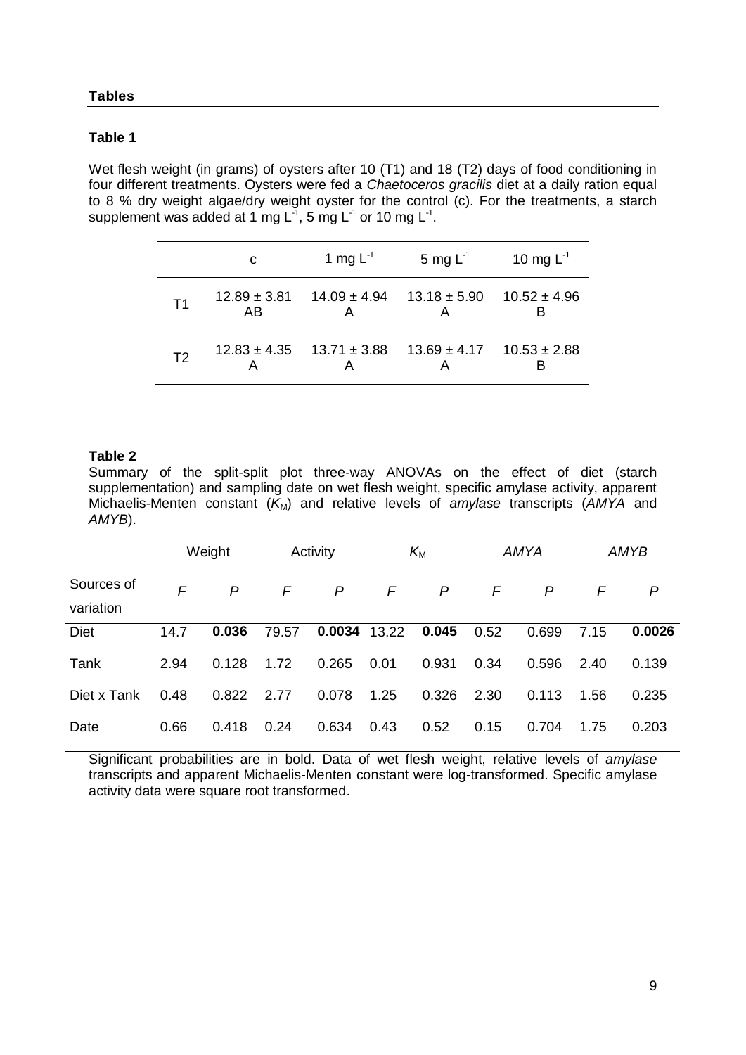## Tables

### Table 1

Wet flesh weight (in grams) of oysters after 10 (T1) and 18 (T2) days of food conditioning in four different treatments. Oysters were fed a *Chaetoceros gracilis* diet at a daily ration equal to 8 % dry weight algae/dry weight oyster for the control (c). For the treatments, a starch supplement was added at 1 mg $L^{-1}$, 5 mg $L^{-1}$ or 10 mg $L^{-1}$.

| | c | 1 mg $L^{-1}$ | 5 mg $L^{-1}$ | 10 mg $L^{-1}$ |
|---|---|---|---|---|
| T1 | 12.89 ± 3.81 AB | 14.09 ± 4.94 A | 13.18 ± 5.90 A | 10.52 ± 4.96 B |
| T2 | 12.83 ± 4.35 A | 13.71 ± 3.88 A | 13.69 ± 4.17 A | 10.53 ± 2.88 B |

### Table 2

Summary of the split-split plot three-way ANOVAs on the effect of diet (starch supplementation) and sampling date on wet flesh weight, specific amylase activity, apparent Michaelis-Menten constant ($K_M$) and relative levels of *amylase* transcripts (*AMYA* and *AMYB*).

| | Weight | | Activity | | $K_M$ | | *AMYA* | | *AMYB* | |
|---|---|---|---|---|---|---|---|---|---|---|
| Sources of variation | *F* | *P* | *F* | *P* | *F* | *P* | *F* | *P* | *F* | *P* |
| Diet | 14.7 | **0.036** | 79.57 | **0.0034** | 13.22 | **0.045** | 0.52 | 0.699 | 7.15 | **0.0026** |
| Tank | 2.94 | 0.128 | 1.72 | 0.265 | 0.01 | 0.931 | 0.34 | 0.596 | 2.40 | 0.139 |
| Diet x Tank | 0.48 | 0.822 | 2.77 | 0.078 | 1.25 | 0.326 | 2.30 | 0.113 | 1.56 | 0.235 |
| Date | 0.66 | 0.418 | 0.24 | 0.634 | 0.43 | 0.52 | 0.15 | 0.704 | 1.75 | 0.203 |

Significant probabilities are in bold. Data of wet flesh weight, relative levels of *amylase* transcripts and apparent Michaelis-Menten constant were log-transformed. Specific amylase activity data were square root transformed.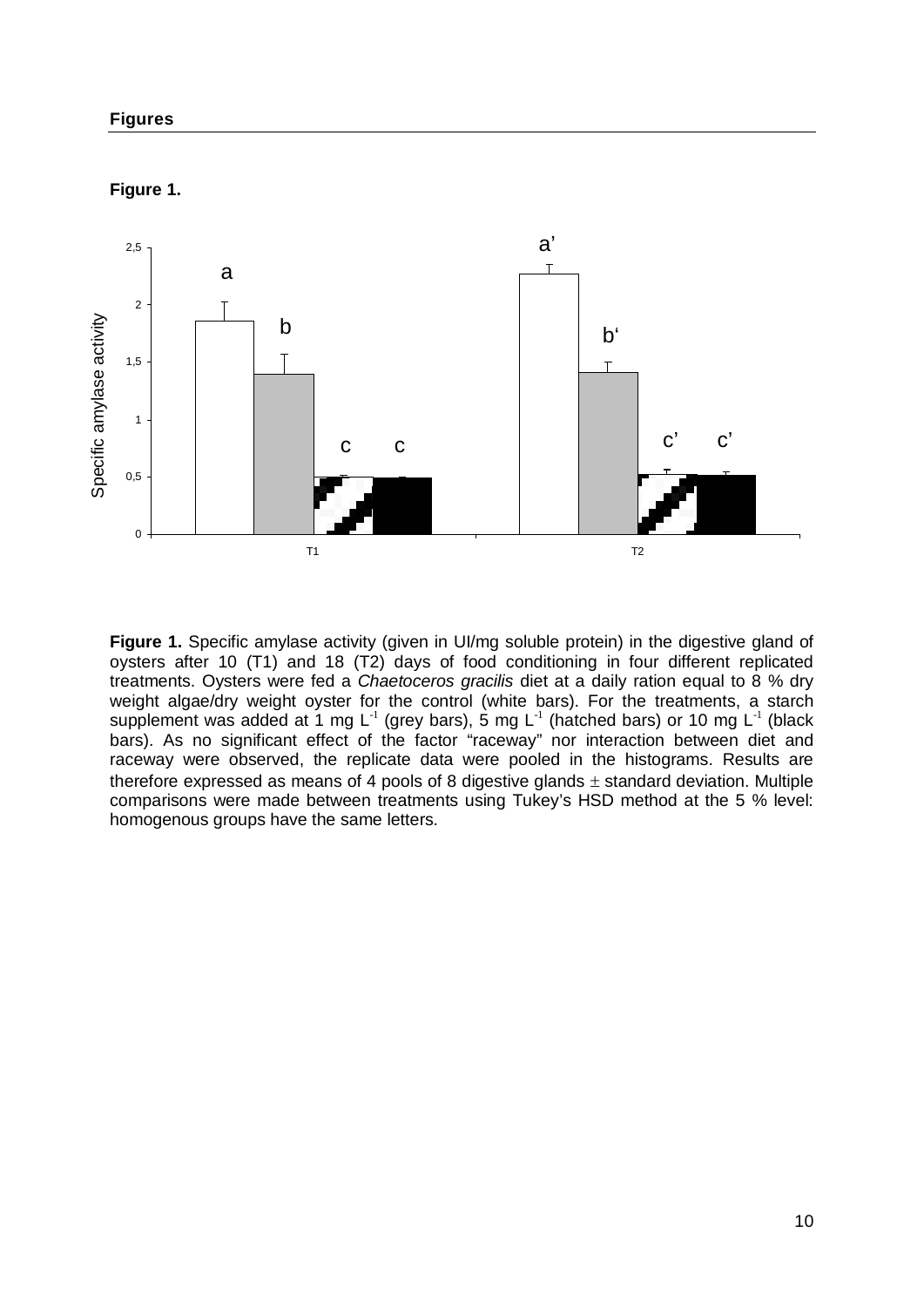**Figures**

**Figure 1.**

**Figure 1.** Specific amylase activity (given in UI/mg soluble protein) in the digestive gland of oysters after 10 (T1) and 18 (T2) days of food conditioning in four different replicated treatments. Oysters were fed a *Chaetoceros gracilis* diet at a daily ration equal to 8 % dry weight algae/dry weight oyster for the control (white bars). For the treatments, a starch supplement was added at 1 mg $L^{-1}$ (grey bars), 5 mg $L^{-1}$ (hatched bars) or 10 mg $L^{-1}$ (black bars). As no significant effect of the factor "raceway" nor interaction between diet and raceway were observed, the replicate data were pooled in the histograms. Results are therefore expressed as means of 4 pools of 8 digestive glands ± standard deviation. Multiple comparisons were made between treatments using Tukey's HSD method at the 5 % level: homogenous groups have the same letters.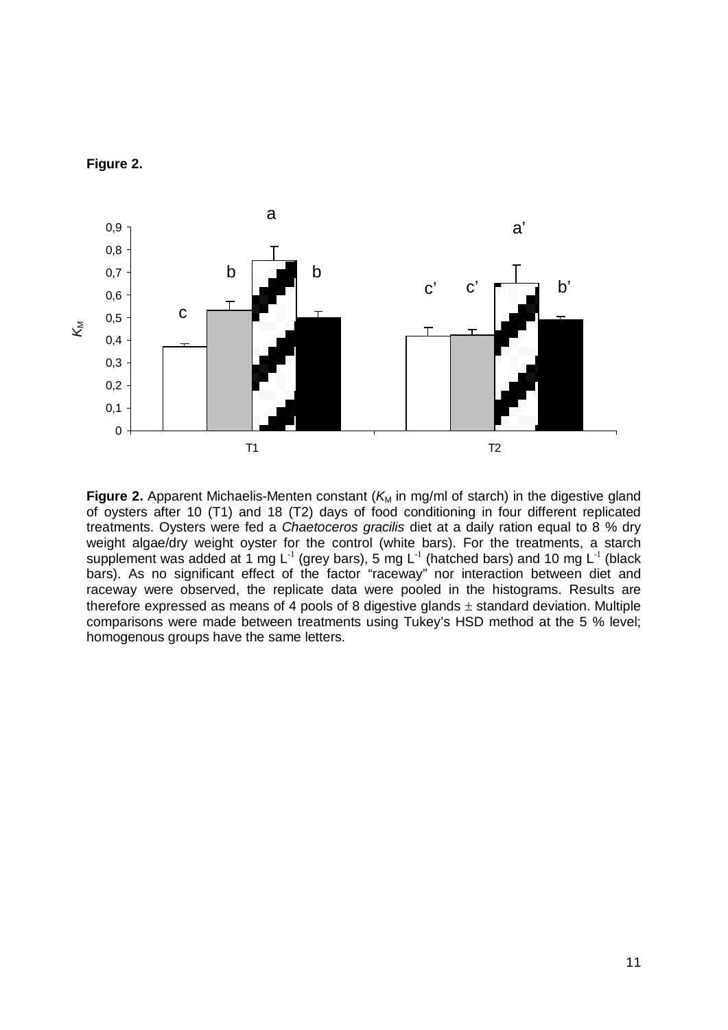**Figure 2.**

**Figure 2.** Apparent Michaelis-Menten constant ($K_M$ in mg/ml of starch) in the digestive gland of oysters after 10 (T1) and 18 (T2) days of food conditioning in four different replicated treatments. Oysters were fed a *Chaetoceros gracilis* diet at a daily ration equal to 8 % dry weight algae/dry weight oyster for the control (white bars). For the treatments, a starch supplement was added at 1 mg $L^{-1}$ (grey bars), 5 mg $L^{-1}$ (hatched bars) and 10 mg $L^{-1}$ (black bars). As no significant effect of the factor "raceway" nor interaction between diet and raceway were observed, the replicate data were pooled in the histograms. Results are therefore expressed as means of 4 pools of 8 digestive glands $\pm$ standard deviation. Multiple comparisons were made between treatments using Tukey's HSD method at the 5 % level; homogenous groups have the same letters.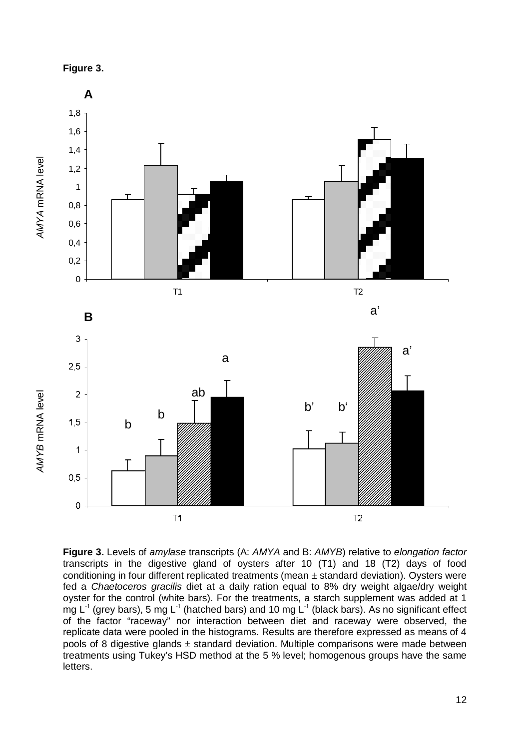**Figure 3.**

A

1,8
1,6
1,4
1,2
1
0,8
0,6
0,4
0,2
0

*AMYA* mRNA level

T1
T2

a'

B

3
2,5
2
1,5
1
0,5
0

*AMYB* mRNA level

a
ab
b
b
a'
b'
b'

T1
T2

**Figure 3.** Levels of *amylase* transcripts (A: *AMYA* and B: *AMYB*) relative to *elongation factor* transcripts in the digestive gland of oysters after 10 (T1) and 18 (T2) days of food conditioning in four different replicated treatments (mean ± standard deviation). Oysters were fed a *Chaetoceros gracilis* diet at a daily ration equal to 8% dry weight algae/dry weight oyster for the control (white bars). For the treatments, a starch supplement was added at 1 mg $L^{-1}$ (grey bars), 5 mg $L^{-1}$ (hatched bars) and 10 mg $L^{-1}$ (black bars). As no significant effect of the factor "raceway" nor interaction between diet and raceway were observed, the replicate data were pooled in the histograms. Results are therefore expressed as means of 4 pools of 8 digestive glands ± standard deviation. Multiple comparisons were made between treatments using Tukey's HSD method at the 5 % level; homogenous groups have the same letters.